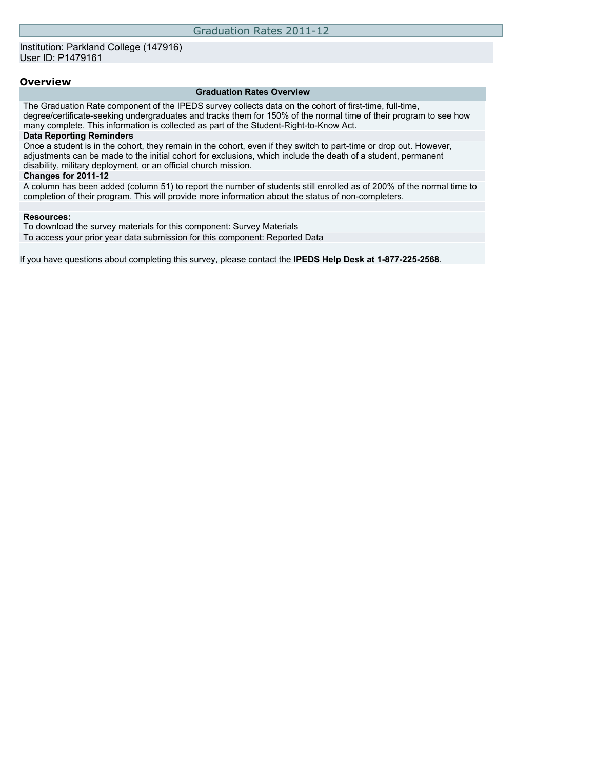# Graduation Rates 2011-12

Institution: Parkland College (147916)
User ID: P1479161

## Overview

### Graduation Rates Overview

The Graduation Rate component of the IPEDS survey collects data on the cohort of first-time, full-time, degree/certificate-seeking undergraduates and tracks them for 150% of the normal time of their program to see how many complete. This information is collected as part of the Student-Right-to-Know Act.

**Data Reporting Reminders**

Once a student is in the cohort, they remain in the cohort, even if they switch to part-time or drop out. However, adjustments can be made to the initial cohort for exclusions, which include the death of a student, permanent disability, military deployment, or an official church mission.

**Changes for 2011-12**

A column has been added (column 51) to report the number of students still enrolled as of 200% of the normal time to completion of their program. This will provide more information about the status of non-completers.

**Resources:**

To download the survey materials for this component: Survey Materials

To access your prior year data submission for this component: Reported Data

If you have questions about completing this survey, please contact the **IPEDS Help Desk at 1-877-225-2568**.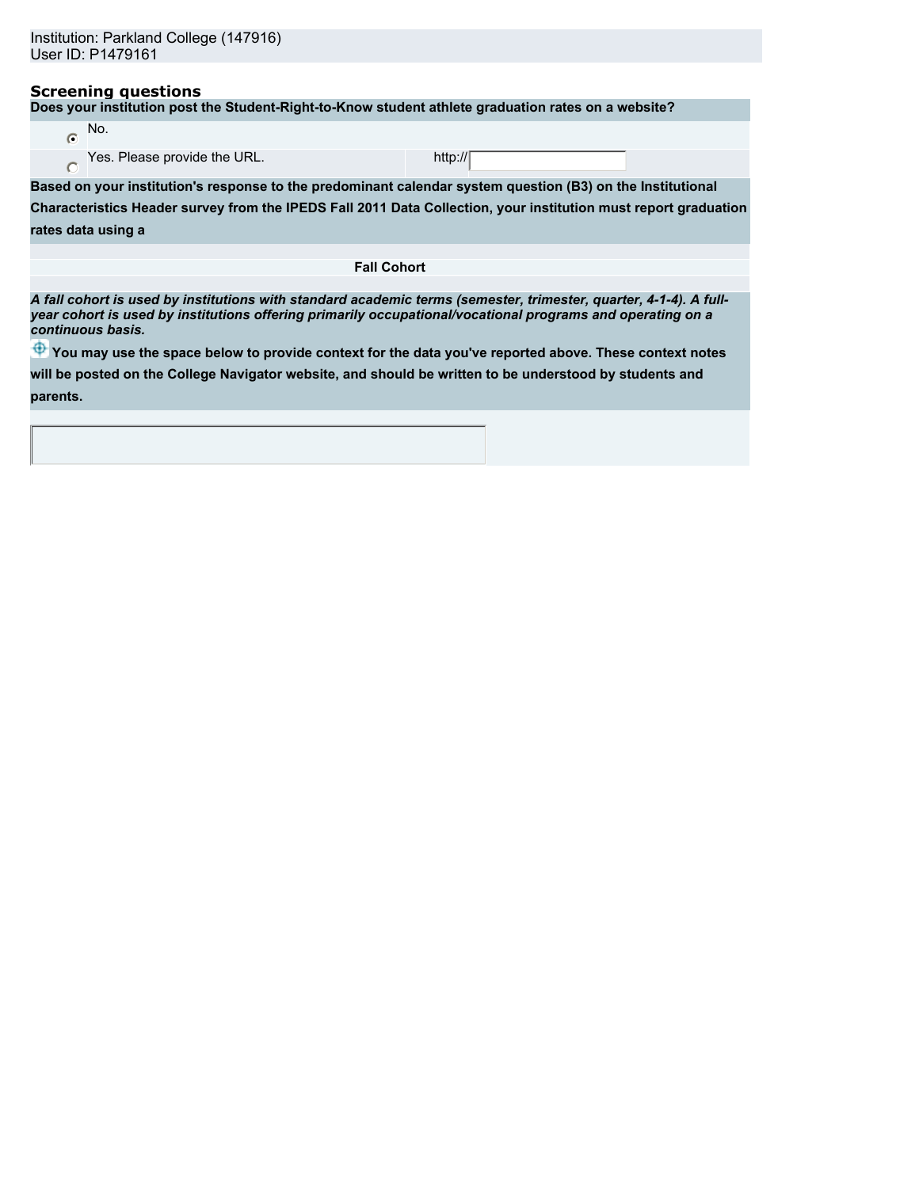Institution: Parkland College (147916)
User ID: P1479161

## Screening questions

**Does your institution post the Student-Right-to-Know student athlete graduation rates on a website?**

| | | |
|---|---|---|
| ◉ | No. | |
| ○ | Yes. Please provide the URL. | http:// |

**Based on your institution's response to the predominant calendar system question (B3) on the Institutional Characteristics Header survey from the IPEDS Fall 2011 Data Collection, your institution must report graduation rates data using a**

**Fall Cohort**

***A fall cohort is used by institutions with standard academic terms (semester, trimester, quarter, 4-1-4). A full-year cohort is used by institutions offering primarily occupational/vocational programs and operating on a continuous basis.***

**You may use the space below to provide context for the data you've reported above. These context notes will be posted on the College Navigator website, and should be written to be understood by students and parents.**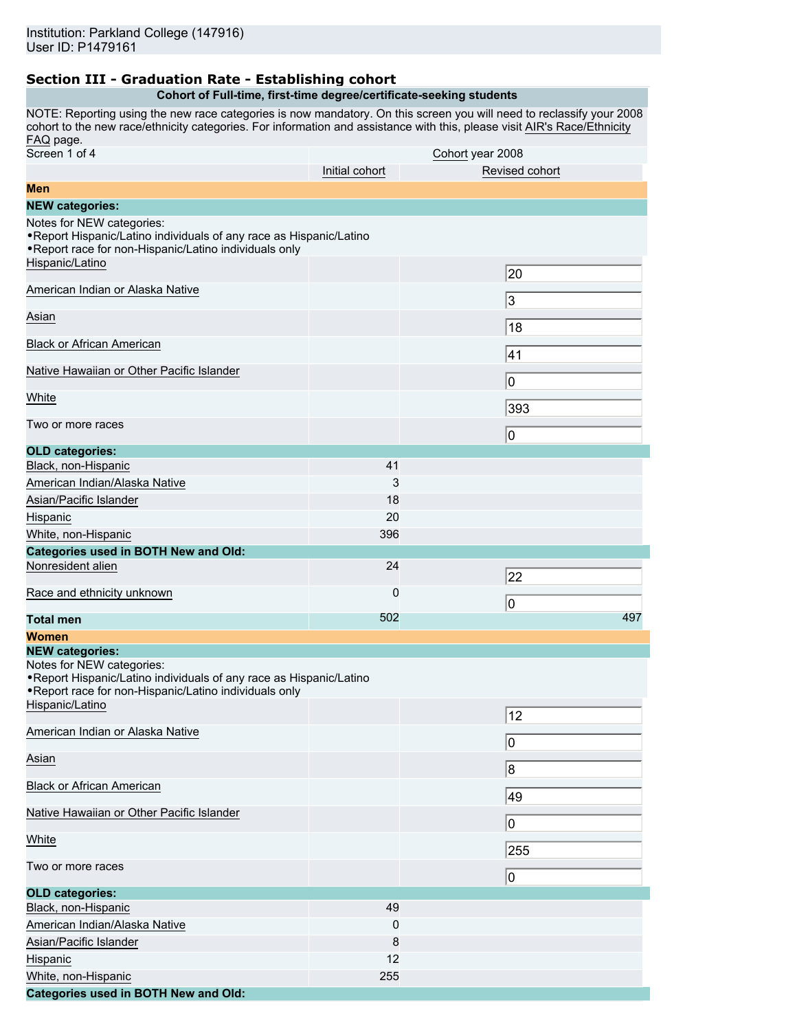Institution: Parkland College (147916)
User ID: P1479161

### Section III - Graduation Rate - Establishing cohort

**Cohort of Full-time, first-time degree/certificate-seeking students**

NOTE: Reporting using the new race categories is now mandatory. On this screen you will need to reclassify your 2008 cohort to the new race/ethnicity categories. For information and assistance with this, please visit AIR's Race/Ethnicity FAQ page.

| Screen 1 of 4 | Cohort year 2008 | |
|---|---|---|
| | Initial cohort | Revised cohort |
| **Men** | | |
| **NEW categories:** | | |
| Notes for NEW categories:<br>•Report Hispanic/Latino individuals of any race as Hispanic/Latino<br>•Report race for non-Hispanic/Latino individuals only | | |
| Hispanic/Latino | | 20 |
| American Indian or Alaska Native | | 3 |
| Asian | | 18 |
| Black or African American | | 41 |
| Native Hawaiian or Other Pacific Islander | | 0 |
| White | | 393 |
| Two or more races | | 0 |
| **OLD categories:** | | |
| Black, non-Hispanic | 41 | |
| American Indian/Alaska Native | 3 | |
| Asian/Pacific Islander | 18 | |
| Hispanic | 20 | |
| White, non-Hispanic | 396 | |
| **Categories used in BOTH New and Old:** | | |
| Nonresident alien | 24 | 22 |
| Race and ethnicity unknown | 0 | 0 |
| **Total men** | 502 | 497 |
| **Women** | | |
| **NEW categories:** | | |
| Notes for NEW categories:<br>•Report Hispanic/Latino individuals of any race as Hispanic/Latino<br>•Report race for non-Hispanic/Latino individuals only | | |
| Hispanic/Latino | | 12 |
| American Indian or Alaska Native | | 0 |
| Asian | | 8 |
| Black or African American | | 49 |
| Native Hawaiian or Other Pacific Islander | | 0 |
| White | | 255 |
| Two or more races | | 0 |
| **OLD categories:** | | |
| Black, non-Hispanic | 49 | |
| American Indian/Alaska Native | 0 | |
| Asian/Pacific Islander | 8 | |
| Hispanic | 12 | |
| White, non-Hispanic | 255 | |
| **Categories used in BOTH New and Old:** | | |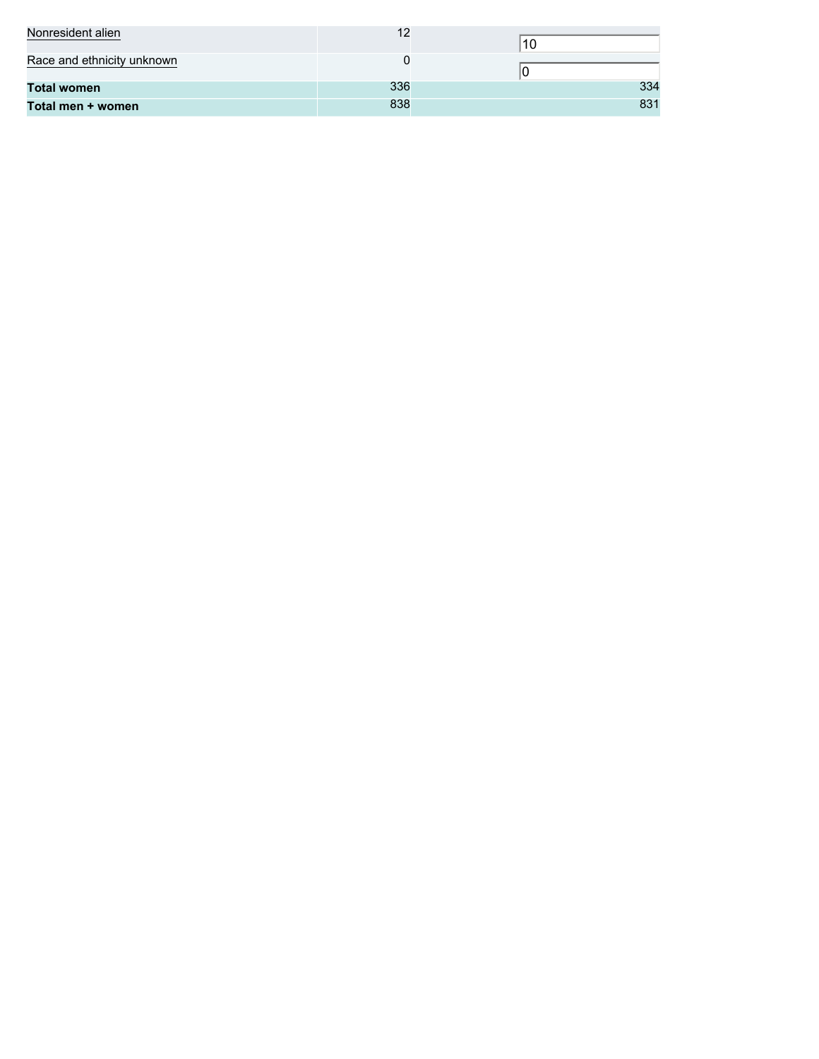| | | |
|---|---|---|
| Nonresident alien | 12 | 10 |
| Race and ethnicity unknown | 0 | 0 |
| **Total women** | 336 | 334 |
| **Total men + women** | 838 | 831 |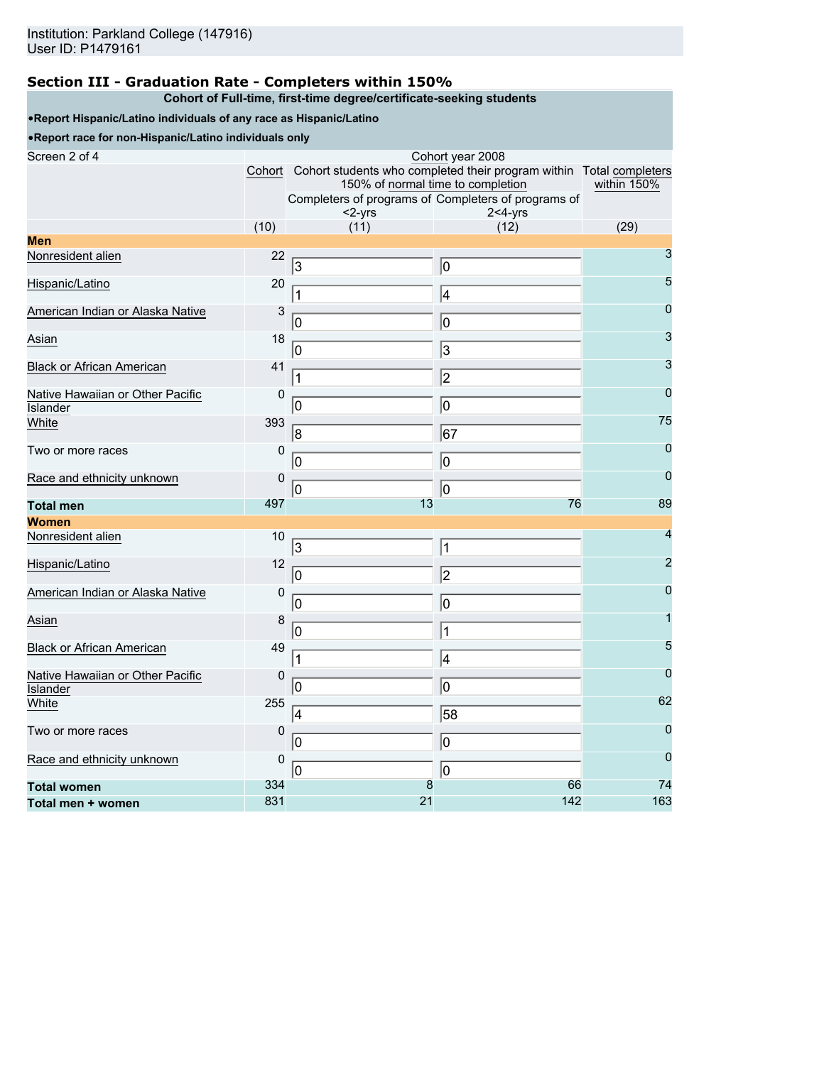Institution: Parkland College (147916)
User ID: P1479161

## Section III - Graduation Rate - Completers within 150%

**Cohort of Full-time, first-time degree/certificate-seeking students**

**•Report Hispanic/Latino individuals of any race as Hispanic/Latino**

**•Report race for non-Hispanic/Latino individuals only**

| Screen 2 of 4 | Cohort year 2008 | | | |
|---|---|---|---|---|
| | Cohort | Cohort students who completed their program within 150% of normal time to completion | | Total completers within 150% |
| | | Completers of programs of <2-yrs | Completers of programs of 2<4-yrs | |
| | (10) | (11) | (12) | (29) |
| **Men** | | | | |
| Nonresident alien | 22 | 3 | 0 | 3 |
| Hispanic/Latino | 20 | 1 | 4 | 5 |
| American Indian or Alaska Native | 3 | 0 | 0 | 0 |
| Asian | 18 | 0 | 3 | 3 |
| Black or African American | 41 | 1 | 2 | 3 |
| Native Hawaiian or Other Pacific Islander | 0 | 0 | 0 | 0 |
| White | 393 | 8 | 67 | 75 |
| Two or more races | 0 | 0 | 0 | 0 |
| Race and ethnicity unknown | 0 | 0 | 0 | 0 |
| **Total men** | 497 | 13 | 76 | 89 |
| **Women** | | | | |
| Nonresident alien | 10 | 3 | 1 | 4 |
| Hispanic/Latino | 12 | 0 | 2 | 2 |
| American Indian or Alaska Native | 0 | 0 | 0 | 0 |
| Asian | 8 | 0 | 1 | 1 |
| Black or African American | 49 | 1 | 4 | 5 |
| Native Hawaiian or Other Pacific Islander | 0 | 0 | 0 | 0 |
| White | 255 | 4 | 58 | 62 |
| Two or more races | 0 | 0 | 0 | 0 |
| Race and ethnicity unknown | 0 | 0 | 0 | 0 |
| **Total women** | 334 | 8 | 66 | 74 |
| **Total men + women** | 831 | 21 | 142 | 163 |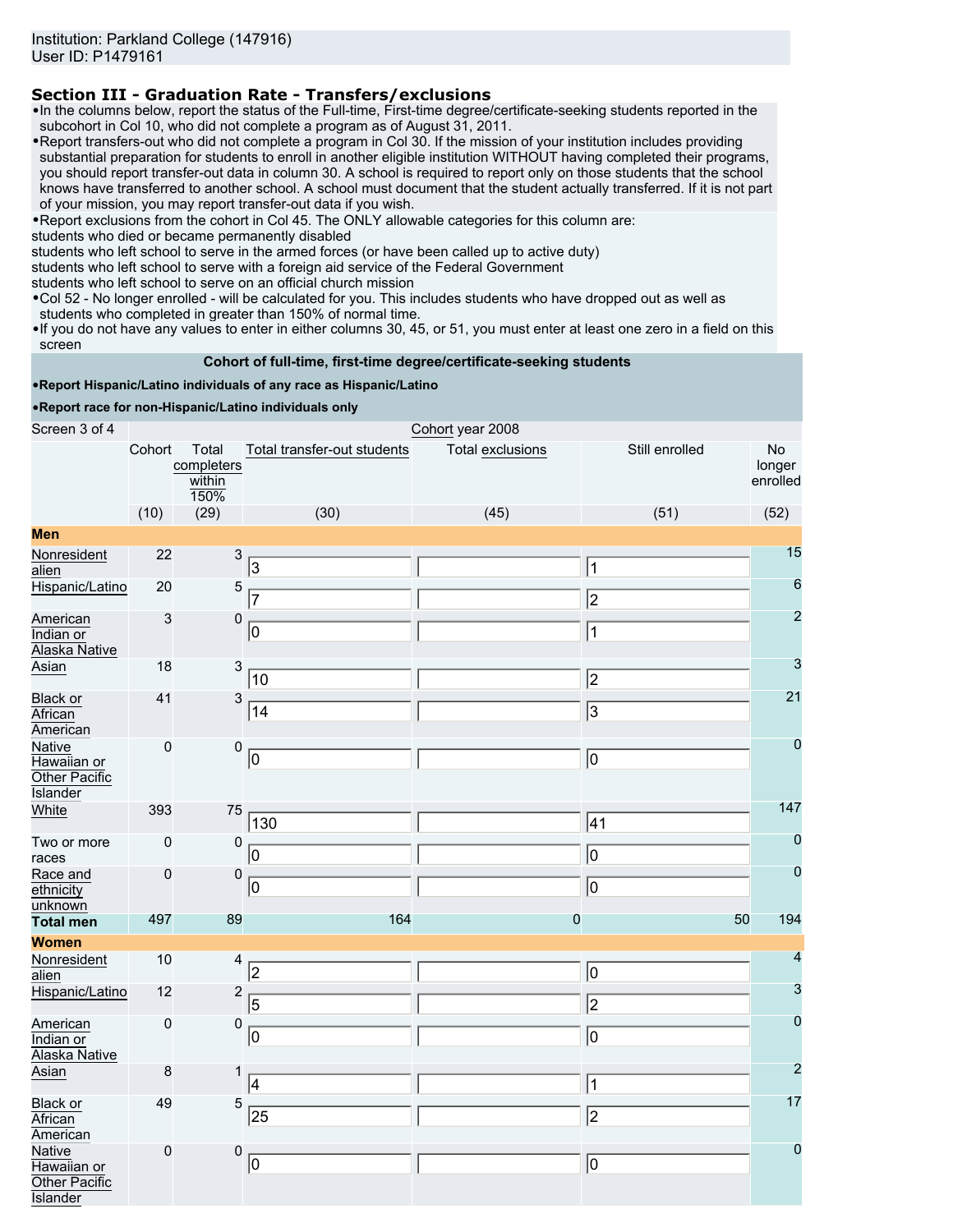Institution: Parkland College (147916)
User ID: P1479161

## Section III - Graduation Rate - Transfers/exclusions

- In the columns below, report the status of the Full-time, First-time degree/certificate-seeking students reported in the subcohort in Col 10, who did not complete a program as of August 31, 2011.
- Report transfers-out who did not complete a program in Col 30. If the mission of your institution includes providing substantial preparation for students to enroll in another eligible institution WITHOUT having completed their programs, you should report transfer-out data in column 30. A school is required to report only on those students that the school knows have transferred to another school. A school must document that the student actually transferred. If it is not part of your mission, you may report transfer-out data if you wish.
- Report exclusions from the cohort in Col 45. The ONLY allowable categories for this column are:

students who died or became permanently disabled
students who left school to serve in the armed forces (or have been called up to active duty)
students who left school to serve with a foreign aid service of the Federal Government
students who left school to serve on an official church mission

- Col 52 - No longer enrolled - will be calculated for you. This includes students who have dropped out as well as students who completed in greater than 150% of normal time.
- If you do not have any values to enter in either columns 30, 45, or 51, you must enter at least one zero in a field on this screen

**Cohort of full-time, first-time degree/certificate-seeking students**

- **Report Hispanic/Latino individuals of any race as Hispanic/Latino**
- **Report race for non-Hispanic/Latino individuals only**

Screen 3 of 4 — Cohort year 2008

| | Cohort | Total completers within 150% | Total transfer-out students | Total exclusions | Still enrolled | No longer enrolled |
|---|---|---|---|---|---|---|
| | (10) | (29) | (30) | (45) | (51) | (52) |
| **Men** | | | | | | |
| Nonresident alien | 22 | 3 | 3 | | 1 | 15 |
| Hispanic/Latino | 20 | 5 | 7 | | 2 | 6 |
| American Indian or Alaska Native | 3 | 0 | 0 | | 1 | 2 |
| Asian | 18 | 3 | 10 | | 2 | 3 |
| Black or African American | 41 | 3 | 14 | | 3 | 21 |
| Native Hawaiian or Other Pacific Islander | 0 | 0 | 0 | | 0 | 0 |
| White | 393 | 75 | 130 | | 41 | 147 |
| Two or more races | 0 | 0 | 0 | | 0 | 0 |
| Race and ethnicity unknown | 0 | 0 | 0 | | 0 | 0 |
| **Total men** | 497 | 89 | 164 | 0 | 50 | 194 |
| **Women** | | | | | | |
| Nonresident alien | 10 | 4 | 2 | | 0 | 4 |
| Hispanic/Latino | 12 | 2 | 5 | | 2 | 3 |
| American Indian or Alaska Native | 0 | 0 | 0 | | 0 | 0 |
| Asian | 8 | 1 | 4 | | 1 | 2 |
| Black or African American | 49 | 5 | 25 | | 2 | 17 |
| Native Hawaiian or Other Pacific Islander | 0 | 0 | 0 | | 0 | 0 |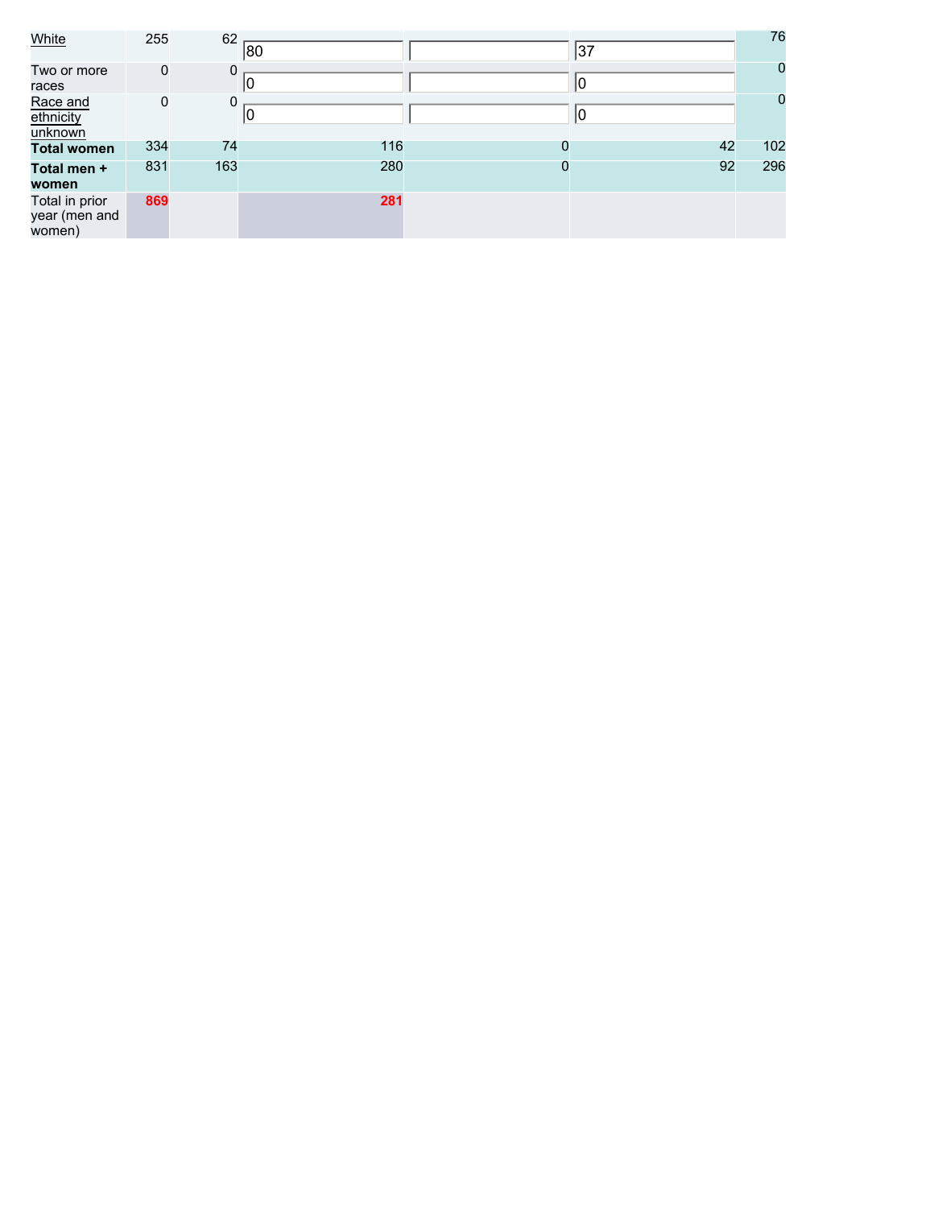| | | | | | | |
|---|---|---|---|---|---|---|
| White | 255 | 62 | 80 | | 37 | 76 |
| Two or more races | 0 | 0 | 0 | | 0 | 0 |
| Race and ethnicity unknown | 0 | 0 | 0 | | 0 | 0 |
| **Total women** | 334 | 74 | 116 | 0 | 42 | 102 |
| **Total men + women** | 831 | 163 | 280 | 0 | 92 | 296 |
| Total in prior year (men and women) | **869** | | **281** | | | |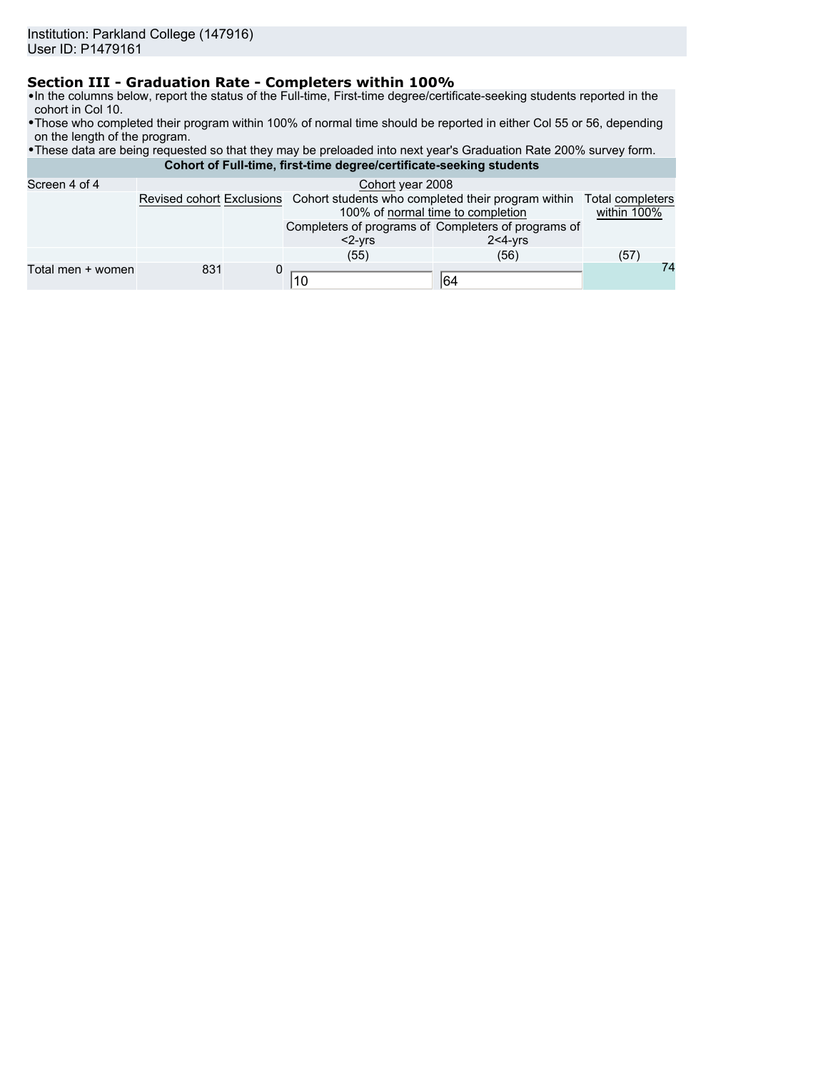Institution: Parkland College (147916)
User ID: P1479161

## Section III - Graduation Rate - Completers within 100%

- In the columns below, report the status of the Full-time, First-time degree/certificate-seeking students reported in the cohort in Col 10.
- Those who completed their program within 100% of normal time should be reported in either Col 55 or 56, depending on the length of the program.
- These data are being requested so that they may be preloaded into next year's Graduation Rate 200% survey form.

| Cohort of Full-time, first-time degree/certificate-seeking students | | | | | |
|---|---|---|---|---|---|
| Screen 4 of 4 | Cohort year 2008 | | | | |
| | Revised cohort | Exclusions | Cohort students who completed their program within 100% of normal time to completion | | Total completers within 100% |
| | | | Completers of programs of <2-yrs | Completers of programs of 2<4-yrs | |
| | | | (55) | (56) | (57) |
| Total men + women | 831 | 0 | 10 | 64 | 74 |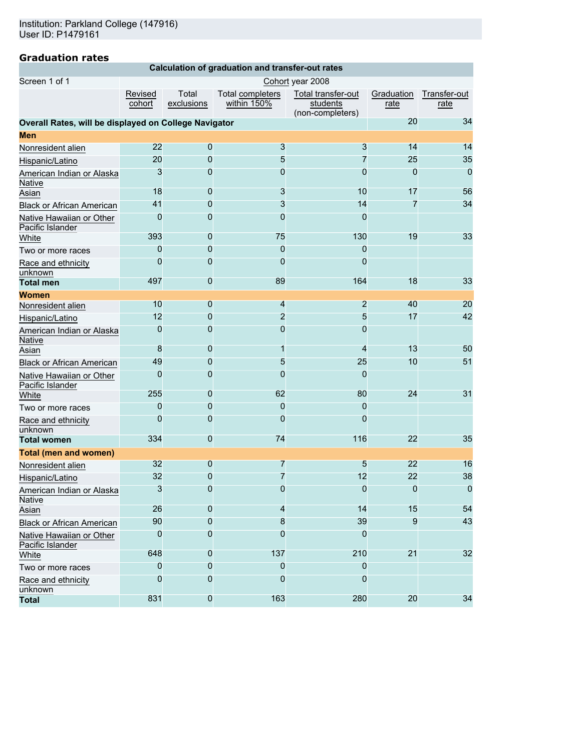Institution: Parkland College (147916)
User ID: P1479161

## Graduation rates

| Calculation of graduation and transfer-out rates | | | | | | |
|---|---|---|---|---|---|---|
| Screen 1 of 1 | Cohort year 2008 | | | | | |
| | Revised cohort | Total exclusions | Total completers within 150% | Total transfer-out students (non-completers) | Graduation rate | Transfer-out rate |
| **Overall Rates, will be displayed on College Navigator** | | | | | 20 | 34 |
| **Men** | | | | | | |
| Nonresident alien | 22 | 0 | 3 | 3 | 14 | 14 |
| Hispanic/Latino | 20 | 0 | 5 | 7 | 25 | 35 |
| American Indian or Alaska Native | 3 | 0 | 0 | 0 | 0 | 0 |
| Asian | 18 | 0 | 3 | 10 | 17 | 56 |
| Black or African American | 41 | 0 | 3 | 14 | 7 | 34 |
| Native Hawaiian or Other Pacific Islander | 0 | 0 | 0 | 0 | | |
| White | 393 | 0 | 75 | 130 | 19 | 33 |
| Two or more races | 0 | 0 | 0 | 0 | | |
| Race and ethnicity unknown | 0 | 0 | 0 | 0 | | |
| **Total men** | 497 | 0 | 89 | 164 | 18 | 33 |
| **Women** | | | | | | |
| Nonresident alien | 10 | 0 | 4 | 2 | 40 | 20 |
| Hispanic/Latino | 12 | 0 | 2 | 5 | 17 | 42 |
| American Indian or Alaska Native | 0 | 0 | 0 | 0 | | |
| Asian | 8 | 0 | 1 | 4 | 13 | 50 |
| Black or African American | 49 | 0 | 5 | 25 | 10 | 51 |
| Native Hawaiian or Other Pacific Islander | 0 | 0 | 0 | 0 | | |
| White | 255 | 0 | 62 | 80 | 24 | 31 |
| Two or more races | 0 | 0 | 0 | 0 | | |
| Race and ethnicity unknown | 0 | 0 | 0 | 0 | | |
| **Total women** | 334 | 0 | 74 | 116 | 22 | 35 |
| **Total (men and women)** | | | | | | |
| Nonresident alien | 32 | 0 | 7 | 5 | 22 | 16 |
| Hispanic/Latino | 32 | 0 | 7 | 12 | 22 | 38 |
| American Indian or Alaska Native | 3 | 0 | 0 | 0 | 0 | 0 |
| Asian | 26 | 0 | 4 | 14 | 15 | 54 |
| Black or African American | 90 | 0 | 8 | 39 | 9 | 43 |
| Native Hawaiian or Other Pacific Islander | 0 | 0 | 0 | 0 | | |
| White | 648 | 0 | 137 | 210 | 21 | 32 |
| Two or more races | 0 | 0 | 0 | 0 | | |
| Race and ethnicity unknown | 0 | 0 | 0 | 0 | | |
| **Total** | 831 | 0 | 163 | 280 | 20 | 34 |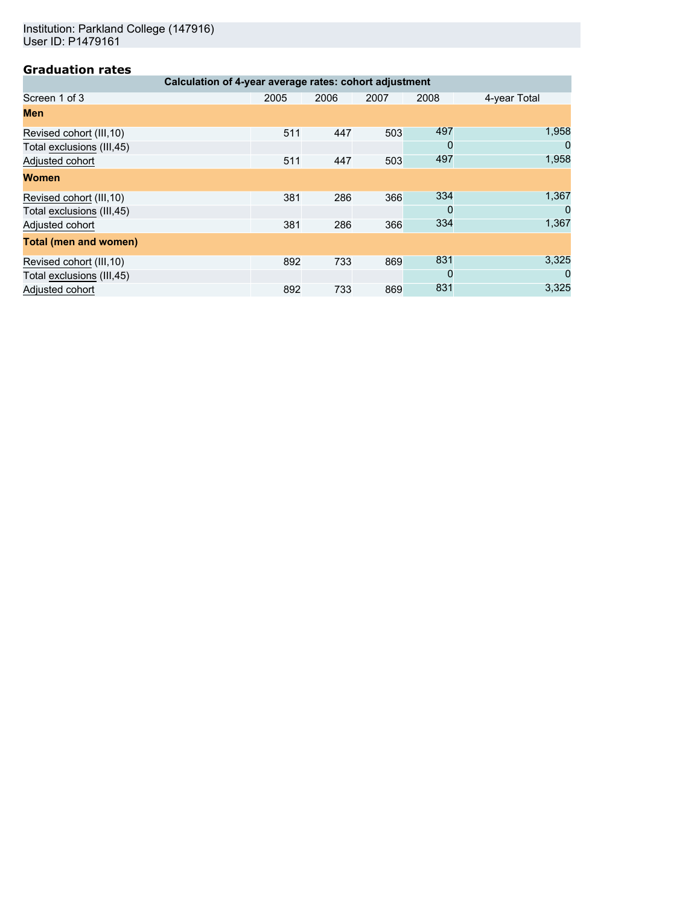Institution: Parkland College (147916)
User ID: P1479161

## Graduation rates

| Calculation of 4-year average rates: cohort adjustment | | | | | |
|---|---|---|---|---|---|
| Screen 1 of 3 | 2005 | 2006 | 2007 | 2008 | 4-year Total |
| **Men** | | | | | |
| Revised cohort (III,10) | 511 | 447 | 503 | 497 | 1,958 |
| Total exclusions (III,45) | | | | 0 | 0 |
| Adjusted cohort | 511 | 447 | 503 | 497 | 1,958 |
| **Women** | | | | | |
| Revised cohort (III,10) | 381 | 286 | 366 | 334 | 1,367 |
| Total exclusions (III,45) | | | | 0 | 0 |
| Adjusted cohort | 381 | 286 | 366 | 334 | 1,367 |
| **Total (men and women)** | | | | | |
| Revised cohort (III,10) | 892 | 733 | 869 | 831 | 3,325 |
| Total exclusions (III,45) | | | | 0 | 0 |
| Adjusted cohort | 892 | 733 | 869 | 831 | 3,325 |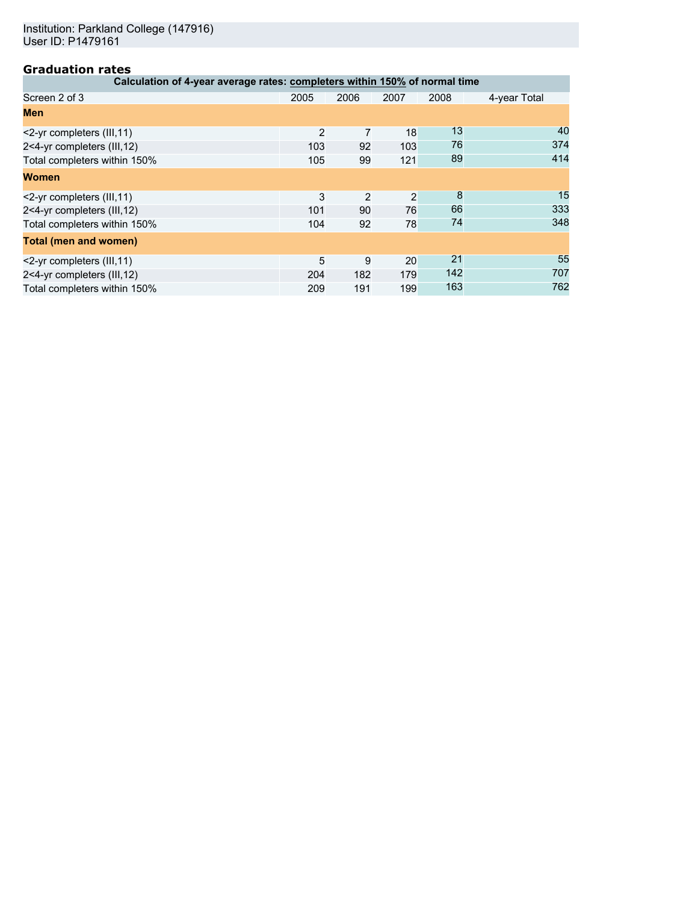Institution: Parkland College (147916)
User ID: P1479161

## Graduation rates

| Calculation of 4-year average rates: <u>completers within 150%</u> of normal time | | | | | |
|---|---|---|---|---|---|
| Screen 2 of 3 | 2005 | 2006 | 2007 | 2008 | 4-year Total |
| **Men** | | | | | |
| <2-yr completers (III,11) | 2 | 7 | 18 | 13 | 40 |
| 2<4-yr completers (III,12) | 103 | 92 | 103 | 76 | 374 |
| Total completers within 150% | 105 | 99 | 121 | 89 | 414 |
| **Women** | | | | | |
| <2-yr completers (III,11) | 3 | 2 | 2 | 8 | 15 |
| 2<4-yr completers (III,12) | 101 | 90 | 76 | 66 | 333 |
| Total completers within 150% | 104 | 92 | 78 | 74 | 348 |
| **Total (men and women)** | | | | | |
| <2-yr completers (III,11) | 5 | 9 | 20 | 21 | 55 |
| 2<4-yr completers (III,12) | 204 | 182 | 179 | 142 | 707 |
| Total completers within 150% | 209 | 191 | 199 | 163 | 762 |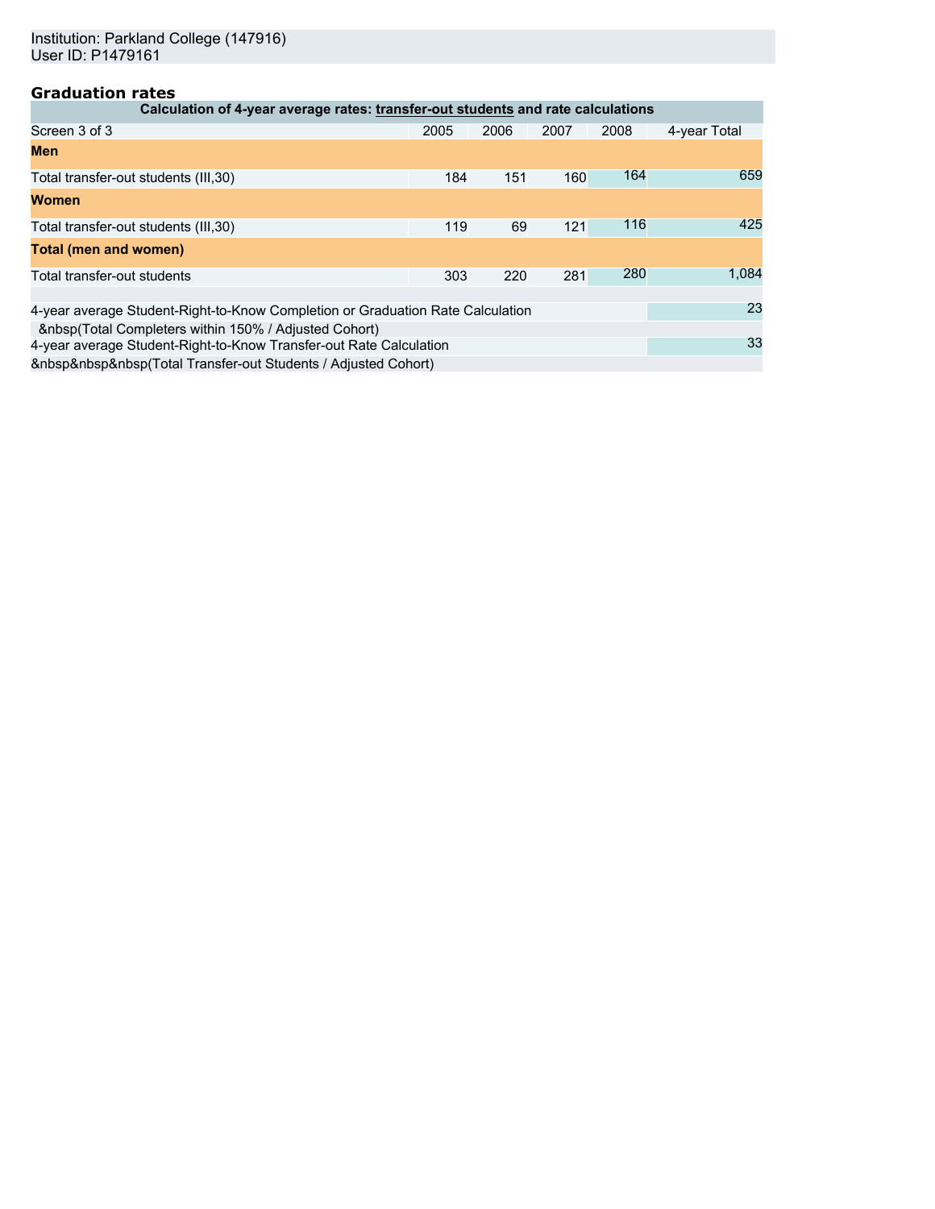Institution: Parkland College (147916)
User ID: P1479161

## Graduation rates

| Calculation of 4-year average rates: transfer-out students and rate calculations | | | | | |
|---|---|---|---|---|---|
| Screen 3 of 3 | 2005 | 2006 | 2007 | 2008 | 4-year Total |
| **Men** | | | | | |
| Total transfer-out students (III,30) | 184 | 151 | 160 | 164 | 659 |
| **Women** | | | | | |
| Total transfer-out students (III,30) | 119 | 69 | 121 | 116 | 425 |
| **Total (men and women)** | | | | | |
| Total transfer-out students | 303 | 220 | 281 | 280 | 1,084 |
| | | | | | |
| 4-year average Student-Right-to-Know Completion or Graduation Rate Calculation | | | | | 23 |
| &nbsp(Total Completers within 150% / Adjusted Cohort) | | | | | |
| 4-year average Student-Right-to-Know Transfer-out Rate Calculation | | | | | 33 |
| &nbsp&nbsp&nbsp(Total Transfer-out Students / Adjusted Cohort) | | | | | |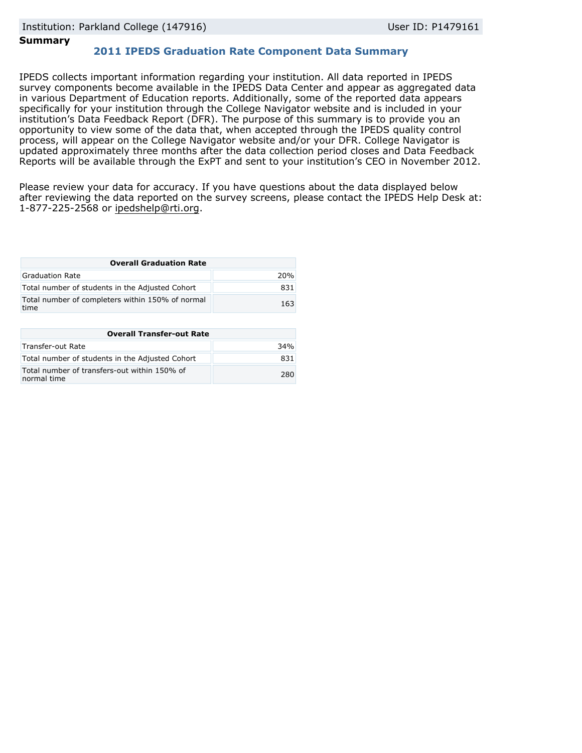Institution: Parkland College (147916) User ID: P1479161

**Summary**

## 2011 IPEDS Graduation Rate Component Data Summary

IPEDS collects important information regarding your institution. All data reported in IPEDS survey components become available in the IPEDS Data Center and appear as aggregated data in various Department of Education reports. Additionally, some of the reported data appears specifically for your institution through the College Navigator website and is included in your institution's Data Feedback Report (DFR). The purpose of this summary is to provide you an opportunity to view some of the data that, when accepted through the IPEDS quality control process, will appear on the College Navigator website and/or your DFR. College Navigator is updated approximately three months after the data collection period closes and Data Feedback Reports will be available through the ExPT and sent to your institution's CEO in November 2012.

Please review your data for accuracy. If you have questions about the data displayed below after reviewing the data reported on the survey screens, please contact the IPEDS Help Desk at: 1-877-225-2568 or ipedshelp@rti.org.

| Overall Graduation Rate | |
|---|---|
| Graduation Rate | 20% |
| Total number of students in the Adjusted Cohort | 831 |
| Total number of completers within 150% of normal time | 163 |

| Overall Transfer-out Rate | |
|---|---|
| Transfer-out Rate | 34% |
| Total number of students in the Adjusted Cohort | 831 |
| Total number of transfers-out within 150% of normal time | 280 |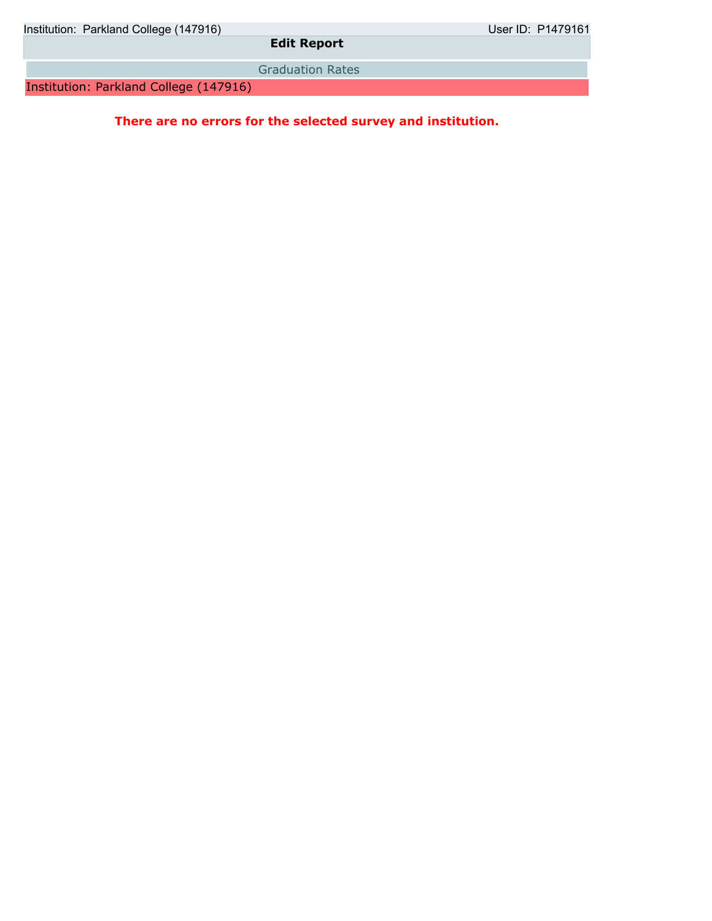# Edit Report

## Graduation Rates

Institution: Parkland College (147916)

**There are no errors for the selected survey and institution.**